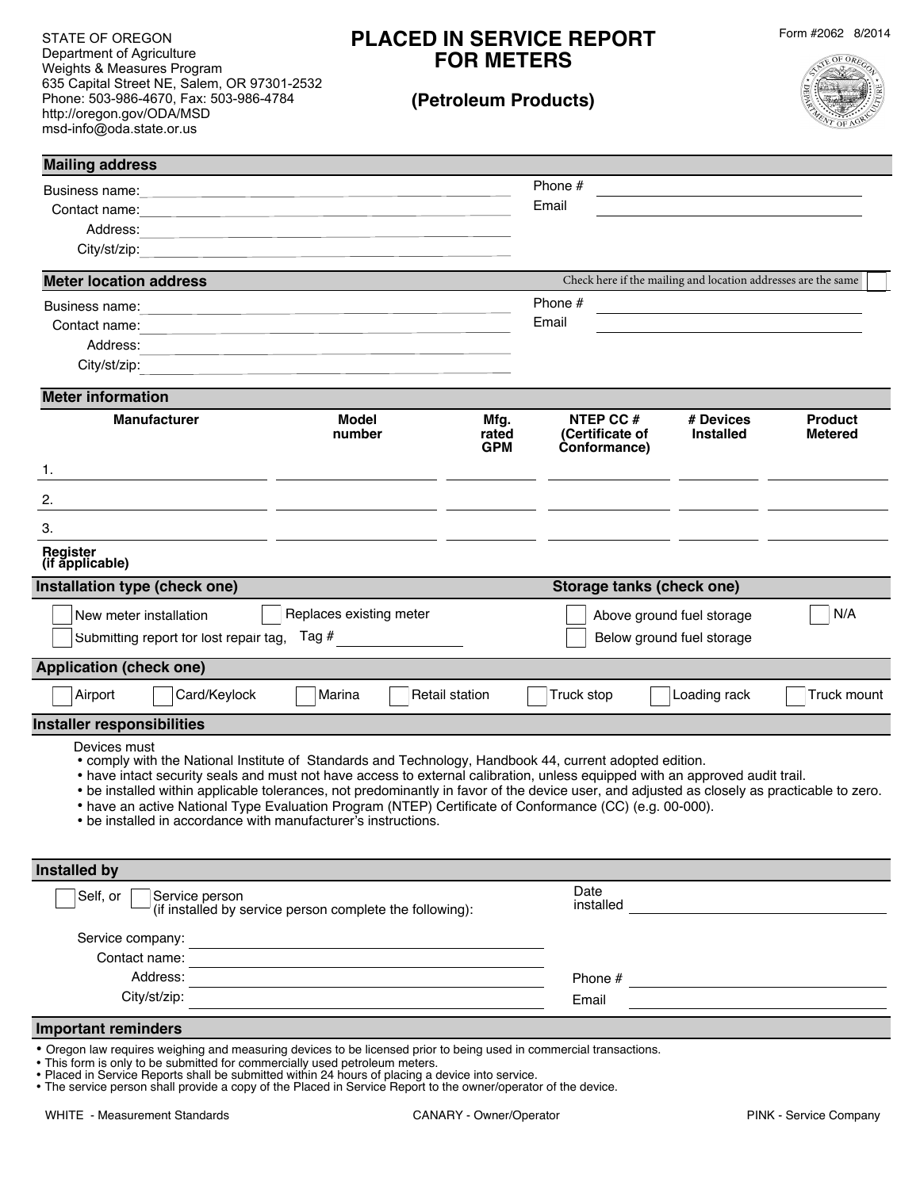STATE OF OREGON
Department of Agriculture
Weights & Measures Program
635 Capital Street NE, Salem, OR 97301-2532
Phone: 503-986-4670, Fax: 503-986-4784
http://oregon.gov/ODA/MSD
msd-info@oda.state.or.us

# PLACED IN SERVICE REPORT FOR METERS

## (Petroleum Products)

Form #2062 8/2014

### Mailing address

Business name: ______________________ Phone # ______________________

Contact name: ______________________ Email ______________________

Address: ______________________

City/st/zip: ______________________

### Meter location address

Check here if the mailing and location addresses are the same ☐

Business name: ______________________ Phone # ______________________

Contact name: ______________________ Email ______________________

Address: ______________________

City/st/zip: ______________________

### Meter information

| | Manufacturer | Model number | Mfg. rated GPM | NTEP CC # (Certificate of Conformance) | # Devices Installed | Product Metered |
|---|---|---|---|---|---|---|
| 1. | | | | | | |
| 2. | | | | | | |
| 3. | | | | | | |
| Register (if applicable) | | | | | | |

### Installation type (check one)

☐ New meter installation ☐ Replaces existing meter

☐ Submitting report for lost repair tag, Tag # ______________________

### Storage tanks (check one)

☐ Above ground fuel storage ☐ N/A

☐ Below ground fuel storage

### Application (check one)

☐ Airport ☐ Card/Keylock ☐ Marina ☐ Retail station ☐ Truck stop ☐ Loading rack ☐ Truck mount

### Installer responsibilities

Devices must

- comply with the National Institute of Standards and Technology, Handbook 44, current adopted edition.
- have intact security seals and must not have access to external calibration, unless equipped with an approved audit trail.
- be installed within applicable tolerances, not predominantly in favor of the device user, and adjusted as closely as practicable to zero.
- have an active National Type Evaluation Program (NTEP) Certificate of Conformance (CC) (e.g. 00-000).
- be installed in accordance with manufacturer's instructions.

### Installed by

☐ Self, or ☐ Service person (if installed by service person complete the following):

Date installed ______________________

Service company: ______________________

Contact name: ______________________

Address: ______________________ Phone # ______________________

City/st/zip: ______________________ Email ______________________

### Important reminders

- Oregon law requires weighing and measuring devices to be licensed prior to being used in commercial transactions.
- This form is only to be submitted for commercially used petroleum meters.
- Placed in Service Reports shall be submitted within 24 hours of placing a device into service.
- The service person shall provide a copy of the Placed in Service Report to the owner/operator of the device.

WHITE - Measurement Standards CANARY - Owner/Operator PINK - Service Company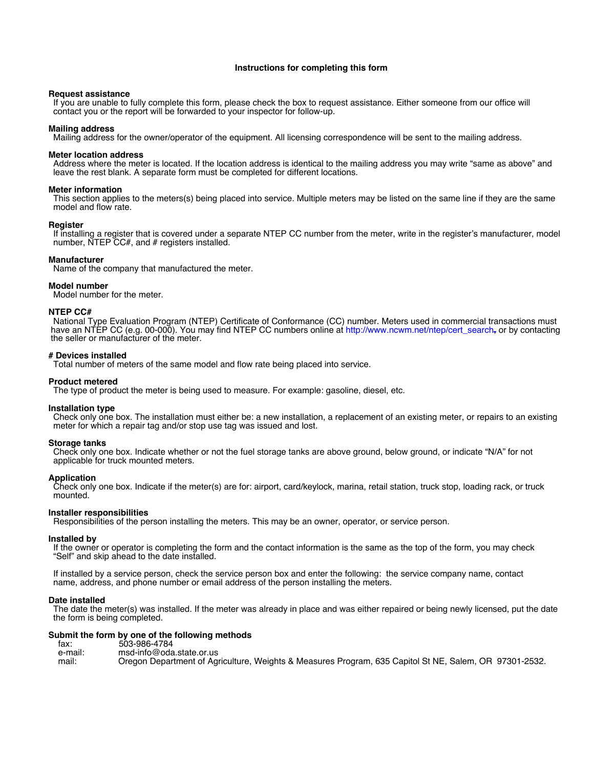## Instructions for completing this form

### Request assistance

If you are unable to fully complete this form, please check the box to request assistance. Either someone from our office will contact you or the report will be forwarded to your inspector for follow-up.

### Mailing address

Mailing address for the owner/operator of the equipment. All licensing correspondence will be sent to the mailing address.

### Meter location address

Address where the meter is located. If the location address is identical to the mailing address you may write "same as above" and leave the rest blank. A separate form must be completed for different locations.

### Meter information

This section applies to the meters(s) being placed into service. Multiple meters may be listed on the same line if they are the same model and flow rate.

### Register

If installing a register that is covered under a separate NTEP CC number from the meter, write in the register's manufacturer, model number, NTEP CC#, and # registers installed.

### Manufacturer

Name of the company that manufactured the meter.

### Model number

Model number for the meter.

### NTEP CC#

National Type Evaluation Program (NTEP) Certificate of Conformance (CC) number. Meters used in commercial transactions must have an NTEP CC (e.g. 00-000). You may find NTEP CC numbers online at http://www.ncwm.net/ntep/cert_search, or by contacting the seller or manufacturer of the meter.

### # Devices installed

Total number of meters of the same model and flow rate being placed into service.

### Product metered

The type of product the meter is being used to measure. For example: gasoline, diesel, etc.

### Installation type

Check only one box. The installation must either be: a new installation, a replacement of an existing meter, or repairs to an existing meter for which a repair tag and/or stop use tag was issued and lost.

### Storage tanks

Check only one box. Indicate whether or not the fuel storage tanks are above ground, below ground, or indicate "N/A" for not applicable for truck mounted meters.

### Application

Check only one box. Indicate if the meter(s) are for: airport, card/keylock, marina, retail station, truck stop, loading rack, or truck mounted.

### Installer responsibilities

Responsibilities of the person installing the meters. This may be an owner, operator, or service person.

### Installed by

If the owner or operator is completing the form and the contact information is the same as the top of the form, you may check "Self" and skip ahead to the date installed.

If installed by a service person, check the service person box and enter the following: the service company name, contact name, address, and phone number or email address of the person installing the meters.

### Date installed

The date the meter(s) was installed. If the meter was already in place and was either repaired or being newly licensed, put the date the form is being completed.

### Submit the form by one of the following methods

fax: 503-986-4784
e-mail: msd-info@oda.state.or.us
mail: Oregon Department of Agriculture, Weights & Measures Program, 635 Capitol St NE, Salem, OR 97301-2532.